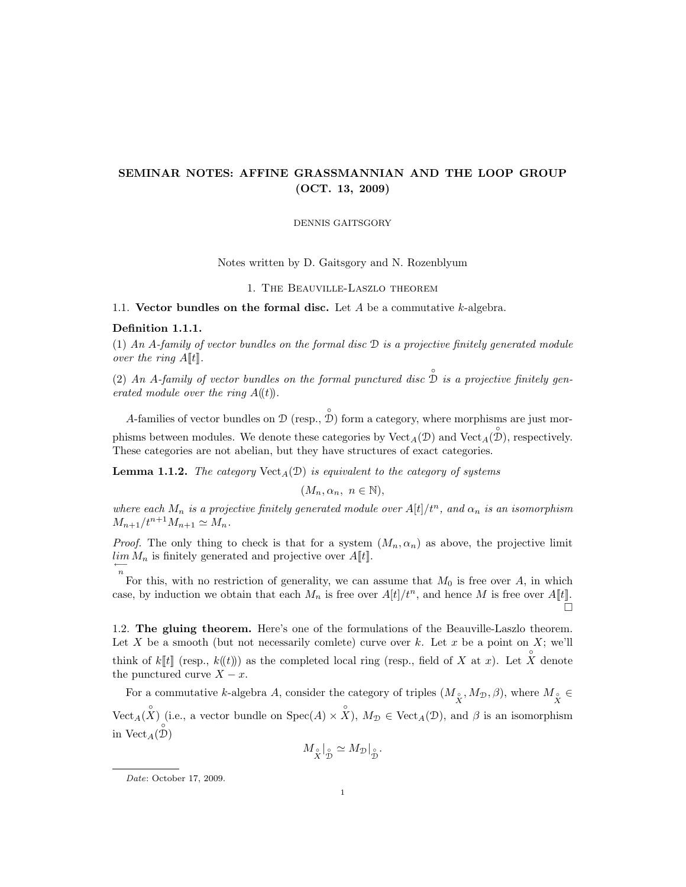# SEMINAR NOTES: AFFINE GRASSMANNIAN AND THE LOOP GROUP (OCT. 13, 2009)

DENNIS GAITSGORY

Notes written by D. Gaitsgory and N. Rozenblyum

## 1. The Beauville-Laszlo theorem

### 1.1. Vector bundles on the formal disc.

Let $A$ be a commutative $k$-algebra.

**Definition 1.1.1.**

(1) *An $A$-family of vector bundles on the formal disc $\mathcal{D}$ is a projective finitely generated module over the ring $A[\![t]\!]$.*

(2) *An $A$-family of vector bundles on the formal punctured disc $\overset{\circ}{\mathcal{D}}$ is a projective finitely generated module over the ring $A(\!(t)\!)$.*

$A$-families of vector bundles on $\mathcal{D}$ (resp., $\overset{\circ}{\mathcal{D}}$) form a category, where morphisms are just morphisms between modules. We denote these categories by $\mathrm{Vect}_A(\mathcal{D})$ and $\mathrm{Vect}_A(\overset{\circ}{\mathcal{D}})$, respectively. These categories are not abelian, but they have structures of exact categories.

**Lemma 1.1.2.** *The category $\mathrm{Vect}_A(\mathcal{D})$ is equivalent to the category of systems*

$$(M_n, \alpha_n,\ n \in \mathbb{N}),$$

*where each $M_n$ is a projective finitely generated module over $A[t]/t^n$, and $\alpha_n$ is an isomorphism $M_{n+1}/t^{n+1}M_{n+1} \simeq M_n$.*

*Proof.* The only thing to check is that for a system $(M_n, \alpha_n)$ as above, the projective limit $\underset{\overleftarrow{n}}{lim}\, M_n$ is finitely generated and projective over $A[\![t]\!]$.

For this, with no restriction of generality, we can assume that $M_0$ is free over $A$, in which case, by induction we obtain that each $M_n$ is free over $A[t]/t^n$, and hence $M$ is free over $A[\![t]\!]$. □

### 1.2. The gluing theorem.

Here's one of the formulations of the Beauville-Laszlo theorem. Let $X$ be a smooth (but not necessarily comlete) curve over $k$. Let $x$ be a point on $X$; we'll think of $k[\![t]\!]$ (resp., $k(\!(t)\!)$) as the completed local ring (resp., field of $X$ at $x$). Let $\overset{\circ}{X}$ denote the punctured curve $X - x$.

For a commutative $k$-algebra $A$, consider the category of triples $(M_{\overset{\circ}{X}}, M_{\mathcal{D}}, \beta)$, where $M_{\overset{\circ}{X}} \in \mathrm{Vect}_A(\overset{\circ}{X})$ (i.e., a vector bundle on $\mathrm{Spec}(A) \times \overset{\circ}{X}$), $M_{\mathcal{D}} \in \mathrm{Vect}_A(\mathcal{D})$, and $\beta$ is an isomorphism in $\mathrm{Vect}_A(\overset{\circ}{\mathcal{D}})$

$$M_{\overset{\circ}{X}}|_{\overset{\circ}{\mathcal{D}}} \simeq M_{\mathcal{D}}|_{\overset{\circ}{\mathcal{D}}}.$$

*Date*: October 17, 2009.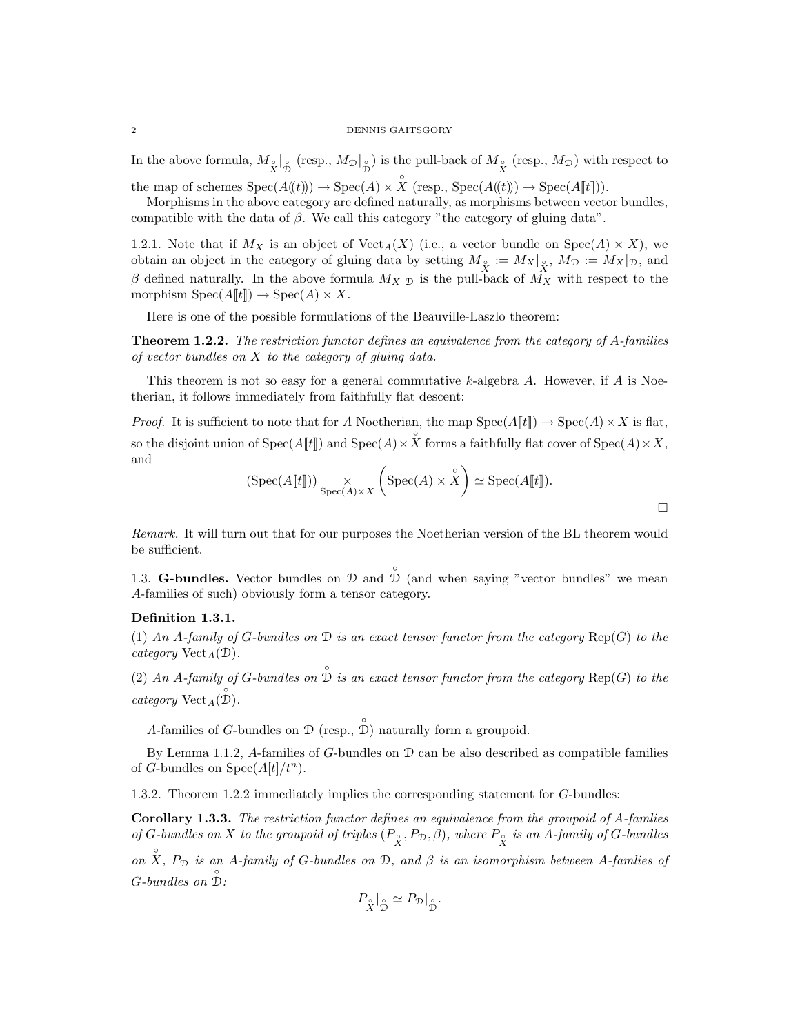In the above formula, $M_{\overset{\circ}{X}}|_{\overset{\circ}{\mathcal{D}}}$ (resp., $M_{\mathcal{D}}|_{\overset{\circ}{\mathcal{D}}}$) is the pull-back of $M_{\overset{\circ}{X}}$ (resp., $M_{\mathcal{D}}$) with respect to the map of schemes $\mathrm{Spec}(A(\!(t)\!)) \to \mathrm{Spec}(A) \times \overset{\circ}{X}$ (resp., $\mathrm{Spec}(A(\!(t)\!)) \to \mathrm{Spec}(A[\![t]\!])$).

Morphisms in the above category are defined naturally, as morphisms between vector bundles, compatible with the data of $\beta$. We call this category "the category of gluing data".

1.2.1. Note that if $M_X$ is an object of $\mathrm{Vect}_A(X)$ (i.e., a vector bundle on $\mathrm{Spec}(A) \times X$), we obtain an object in the category of gluing data by setting $M_{\overset{\circ}{X}} := M_X|_{\overset{\circ}{X}}$, $M_{\mathcal{D}} := M_X|_{\mathcal{D}}$, and $\beta$ defined naturally. In the above formula $M_X|_{\mathcal{D}}$ is the pull-back of $M_X$ with respect to the morphism $\mathrm{Spec}(A[\![t]\!]) \to \mathrm{Spec}(A) \times X$.

Here is one of the possible formulations of the Beauville-Laszlo theorem:

**Theorem 1.2.2.** *The restriction functor defines an equivalence from the category of A-families of vector bundles on X to the category of gluing data.*

This theorem is not so easy for a general commutative $k$-algebra $A$. However, if $A$ is Noetherian, it follows immediately from faithfully flat descent:

*Proof.* It is sufficient to note that for $A$ Noetherian, the map $\mathrm{Spec}(A[\![t]\!]) \to \mathrm{Spec}(A) \times X$ is flat, so the disjoint union of $\mathrm{Spec}(A[\![t]\!])$ and $\mathrm{Spec}(A) \times \overset{\circ}{X}$ forms a faithfully flat cover of $\mathrm{Spec}(A) \times X$, and

$$(\mathrm{Spec}(A[\![t]\!])) \underset{\mathrm{Spec}(A)\times X}{\times} \left(\mathrm{Spec}(A) \times \overset{\circ}{X}\right) \simeq \mathrm{Spec}(A[\![t]\!]).$$

□

*Remark.* It will turn out that for our purposes the Noetherian version of the BL theorem would be sufficient.

1.3. **G-bundles.** Vector bundles on $\mathcal{D}$ and $\overset{\circ}{\mathcal{D}}$ (and when saying "vector bundles" we mean $A$-families of such) obviously form a tensor category.

**Definition 1.3.1.**

(1) *An A-family of G-bundles on $\mathcal{D}$ is an exact tensor functor from the category $\mathrm{Rep}(G)$ to the category $\mathrm{Vect}_A(\mathcal{D})$.*

(2) *An A-family of G-bundles on $\overset{\circ}{\mathcal{D}}$ is an exact tensor functor from the category $\mathrm{Rep}(G)$ to the category $\mathrm{Vect}_A(\overset{\circ}{\mathcal{D}})$.*

$A$-families of $G$-bundles on $\mathcal{D}$ (resp., $\overset{\circ}{\mathcal{D}}$) naturally form a groupoid.

By Lemma 1.1.2, $A$-families of $G$-bundles on $\mathcal{D}$ can be also described as compatible families of $G$-bundles on $\mathrm{Spec}(A[t]/t^n)$.

1.3.2. Theorem 1.2.2 immediately implies the corresponding statement for $G$-bundles:

**Corollary 1.3.3.** *The restriction functor defines an equivalence from the groupoid of A-famlies of G-bundles on X to the groupoid of triples $(P_{\overset{\circ}{X}}, P_{\mathcal{D}}, \beta)$, where $P_{\overset{\circ}{X}}$ is an A-family of G-bundles on $\overset{\circ}{X}$, $P_{\mathcal{D}}$ is an A-family of G-bundles on $\mathcal{D}$, and $\beta$ is an isomorphism between A-famlies of G-bundles on $\overset{\circ}{\mathcal{D}}$:*

$$P_{\overset{\circ}{X}}|_{\overset{\circ}{\mathcal{D}}} \simeq P_{\mathcal{D}}|_{\overset{\circ}{\mathcal{D}}}.$$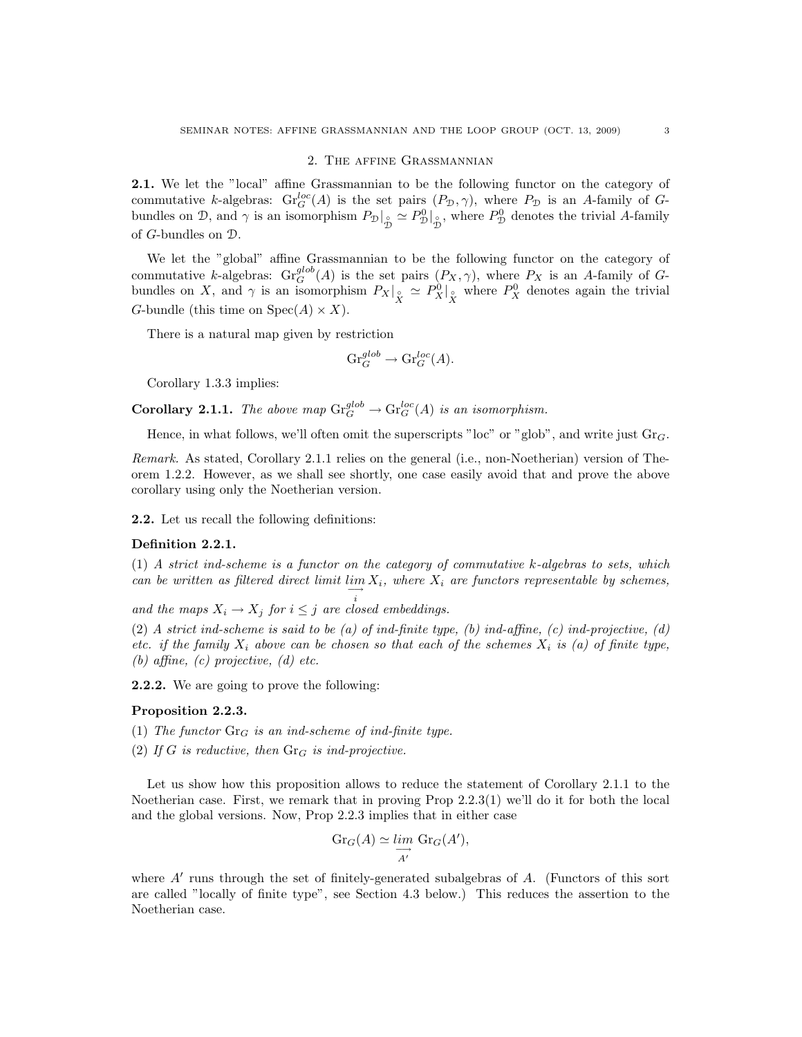## 2. The affine Grassmannian

**2.1.** We let the "local" affine Grassmannian to be the following functor on the category of commutative $k$-algebras: $\mathrm{Gr}_G^{loc}(A)$ is the set pairs $(P_{\mathcal{D}}, \gamma)$, where $P_{\mathcal{D}}$ is an $A$-family of $G$-bundles on $\mathcal{D}$, and $\gamma$ is an isomorphism $P_{\mathcal{D}}|_{\overset{\circ}{\mathcal{D}}} \simeq P^0_{\mathcal{D}}|_{\overset{\circ}{\mathcal{D}}}$, where $P^0_{\mathcal{D}}$ denotes the trivial $A$-family of $G$-bundles on $\mathcal{D}$.

We let the "global" affine Grassmannian to be the following functor on the category of commutative $k$-algebras: $\mathrm{Gr}_G^{glob}(A)$ is the set pairs $(P_X, \gamma)$, where $P_X$ is an $A$-family of $G$-bundles on $X$, and $\gamma$ is an isomorphism $P_X|_{\overset{\circ}{X}} \simeq P^0_X|_{\overset{\circ}{X}}$ where $P^0_X$ denotes again the trivial $G$-bundle (this time on $\mathrm{Spec}(A) \times X$).

There is a natural map given by restriction

$$\mathrm{Gr}_G^{glob} \to \mathrm{Gr}_G^{loc}(A).$$

Corollary 1.3.3 implies:

**Corollary 2.1.1.** *The above map $\mathrm{Gr}_G^{glob} \to \mathrm{Gr}_G^{loc}(A)$ is an isomorphism.*

Hence, in what follows, we'll often omit the superscripts "loc" or "glob", and write just $\mathrm{Gr}_G$.

*Remark.* As stated, Corollary 2.1.1 relies on the general (i.e., non-Noetherian) version of Theorem 1.2.2. However, as we shall see shortly, one case easily avoid that and prove the above corollary using only the Noetherian version.

**2.2.** Let us recall the following definitions:

**Definition 2.2.1.**

(1) *A strict ind-scheme is a functor on the category of commutative $k$-algebras to sets, which can be written as filtered direct limit $\varinjlim_i X_i$, where $X_i$ are functors representable by schemes, and the maps $X_i \to X_j$ for $i \leq j$ are closed embeddings.*

(2) *A strict ind-scheme is said to be (a) of ind-finite type, (b) ind-affine, (c) ind-projective, (d) etc. if the family $X_i$ above can be chosen so that each of the schemes $X_i$ is (a) of finite type, (b) affine, (c) projective, (d) etc.*

**2.2.2.** We are going to prove the following:

**Proposition 2.2.3.**

(1) *The functor $\mathrm{Gr}_G$ is an ind-scheme of ind-finite type.*

(2) *If $G$ is reductive, then $\mathrm{Gr}_G$ is ind-projective.*

Let us show how this proposition allows to reduce the statement of Corollary 2.1.1 to the Noetherian case. First, we remark that in proving Prop 2.2.3(1) we'll do it for both the local and the global versions. Now, Prop 2.2.3 implies that in either case

$$\mathrm{Gr}_G(A) \simeq \varinjlim_{A'} \mathrm{Gr}_G(A'),$$

where $A'$ runs through the set of finitely-generated subalgebras of $A$. (Functors of this sort are called "locally of finite type", see Section 4.3 below.) This reduces the assertion to the Noetherian case.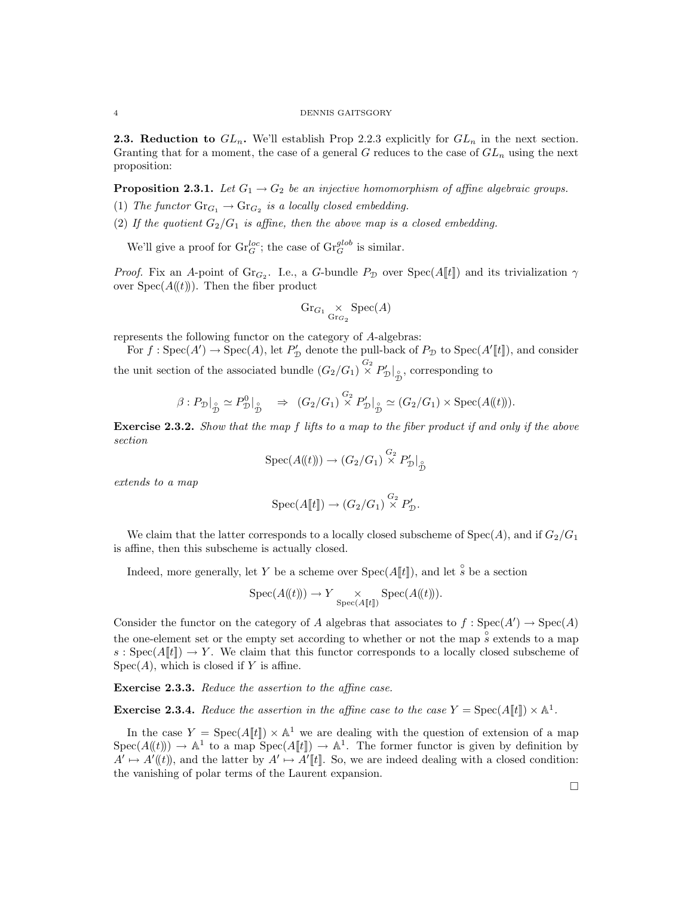**2.3. Reduction to $GL_n$.** We'll establish Prop 2.2.3 explicitly for $GL_n$ in the next section. Granting that for a moment, the case of a general $G$ reduces to the case of $GL_n$ using the next proposition:

**Proposition 2.3.1.** *Let $G_1 \to G_2$ be an injective homomorphism of affine algebraic groups.*

(1) *The functor $\mathrm{Gr}_{G_1} \to \mathrm{Gr}_{G_2}$ is a locally closed embedding.*

(2) *If the quotient $G_2/G_1$ is affine, then the above map is a closed embedding.*

We'll give a proof for $\mathrm{Gr}^{loc}_G$; the case of $\mathrm{Gr}^{glob}_G$ is similar.

*Proof.* Fix an $A$-point of $\mathrm{Gr}_{G_2}$. I.e., a $G$-bundle $P_{\mathcal{D}}$ over $\mathrm{Spec}(A[\![t]\!])$ and its trivialization $\gamma$ over $\mathrm{Spec}(A(\!(t)\!))$. Then the fiber product

$$\mathrm{Gr}_{G_1} \underset{\mathrm{Gr}_{G_2}}{\times} \mathrm{Spec}(A)$$

represents the following functor on the category of $A$-algebras:

For $f : \mathrm{Spec}(A') \to \mathrm{Spec}(A)$, let $P'_{\mathcal{D}}$ denote the pull-back of $P_{\mathcal{D}}$ to $\mathrm{Spec}(A'[\![t]\!])$, and consider the unit section of the associated bundle $(G_2/G_1) \overset{G_2}{\times} P'_{\mathcal{D}}|_{\overset{\circ}{\mathcal{D}}}$, corresponding to

$$\beta : P_{\mathcal{D}}|_{\overset{\circ}{\mathcal{D}}} \simeq P^0_{\mathcal{D}}|_{\overset{\circ}{\mathcal{D}}} \quad \Rightarrow \quad (G_2/G_1) \overset{G_2}{\times} P'_{\mathcal{D}}|_{\overset{\circ}{\mathcal{D}}} \simeq (G_2/G_1) \times \mathrm{Spec}(A(\!(t)\!)).$$

**Exercise 2.3.2.** *Show that the map $f$ lifts to a map to the fiber product if and only if the above section*

$$\mathrm{Spec}(A(\!(t)\!)) \to (G_2/G_1) \overset{G_2}{\times} P'_{\mathcal{D}}|_{\overset{\circ}{\mathcal{D}}}$$

*extends to a map*

$$\mathrm{Spec}(A[\![t]\!]) \to (G_2/G_1) \overset{G_2}{\times} P'_{\mathcal{D}}.$$

We claim that the latter corresponds to a locally closed subscheme of $\mathrm{Spec}(A)$, and if $G_2/G_1$ is affine, then this subscheme is actually closed.

Indeed, more generally, let $Y$ be a scheme over $\mathrm{Spec}(A[\![t]\!])$, and let $\overset{\circ}{s}$ be a section

$$\mathrm{Spec}(A(\!(t)\!)) \to Y \underset{\mathrm{Spec}(A[\![t]\!])}{\times} \mathrm{Spec}(A(\!(t)\!)).$$

Consider the functor on the category of $A$ algebras that associates to $f : \mathrm{Spec}(A') \to \mathrm{Spec}(A)$ the one-element set or the empty set according to whether or not the map $\overset{\circ}{s}$ extends to a map $s : \mathrm{Spec}(A[\![t]\!]) \to Y$. We claim that this functor corresponds to a locally closed subscheme of $\mathrm{Spec}(A)$, which is closed if $Y$ is affine.

**Exercise 2.3.3.** *Reduce the assertion to the affine case.*

**Exercise 2.3.4.** *Reduce the assertion in the affine case to the case $Y = \mathrm{Spec}(A[\![t]\!]) \times \mathbb{A}^1$.*

In the case $Y = \mathrm{Spec}(A[\![t]\!]) \times \mathbb{A}^1$ we are dealing with the question of extension of a map $\mathrm{Spec}(A(\!(t)\!)) \to \mathbb{A}^1$ to a map $\mathrm{Spec}(A[\![t]\!]) \to \mathbb{A}^1$. The former functor is given by definition by $A' \mapsto A'(\!(t)\!)$, and the latter by $A' \mapsto A'[\![t]\!]$. So, we are indeed dealing with a closed condition: the vanishing of polar terms of the Laurent expansion.

∎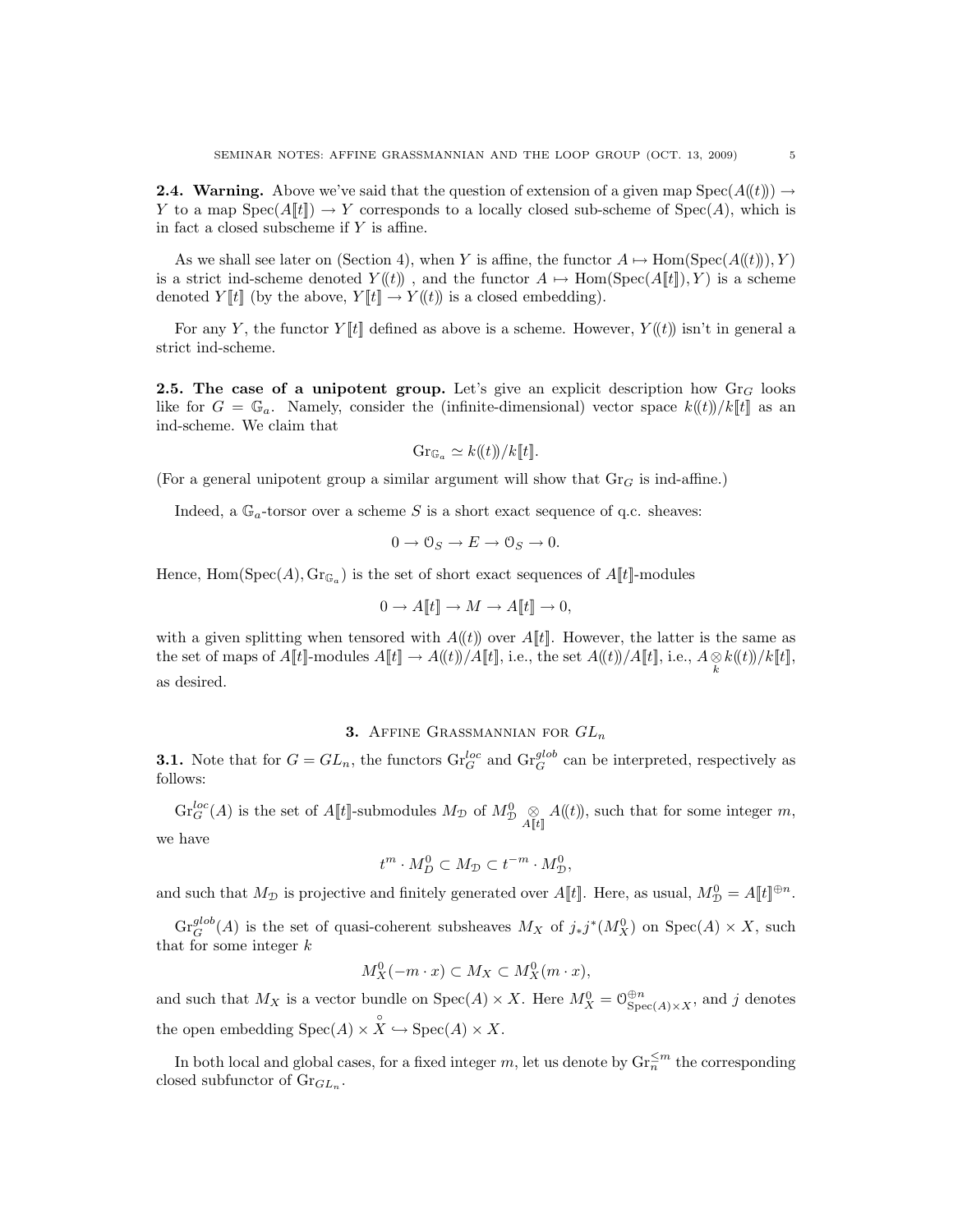**2.4. Warning.** Above we've said that the question of extension of a given map $\mathrm{Spec}(A((t))) \to Y$ to a map $\mathrm{Spec}(A[[t]]) \to Y$ corresponds to a locally closed sub-scheme of $\mathrm{Spec}(A)$, which is in fact a closed subscheme if $Y$ is affine.

As we shall see later on (Section 4), when $Y$ is affine, the functor $A \mapsto \mathrm{Hom}(\mathrm{Spec}(A((t))), Y)$ is a strict ind-scheme denoted $Y((t))$ , and the functor $A \mapsto \mathrm{Hom}(\mathrm{Spec}(A[[t]]), Y)$ is a scheme denoted $Y[[t]]$ (by the above, $Y[[t]] \to Y((t))$ is a closed embedding).

For any $Y$, the functor $Y[[t]]$ defined as above is a scheme. However, $Y((t))$ isn't in general a strict ind-scheme.

**2.5. The case of a unipotent group.** Let's give an explicit description how $\mathrm{Gr}_G$ looks like for $G = \mathbb{G}_a$. Namely, consider the (infinite-dimensional) vector space $k((t))/k[[t]]$ as an ind-scheme. We claim that

$$\mathrm{Gr}_{\mathbb{G}_a} \simeq k((t))/k[[t]].$$

(For a general unipotent group a similar argument will show that $\mathrm{Gr}_G$ is ind-affine.)

Indeed, a $\mathbb{G}_a$-torsor over a scheme $S$ is a short exact sequence of q.c. sheaves:

$$0 \to \mathcal{O}_S \to E \to \mathcal{O}_S \to 0.$$

Hence, $\mathrm{Hom}(\mathrm{Spec}(A), \mathrm{Gr}_{\mathbb{G}_a})$ is the set of short exact sequences of $A[[t]]$-modules

$$0 \to A[[t]] \to M \to A[[t]] \to 0,$$

with a given splitting when tensored with $A((t))$ over $A[[t]]$. However, the latter is the same as the set of maps of $A[[t]]$-modules $A[[t]] \to A((t))/A[[t]]$, i.e., the set $A((t))/A[[t]]$, i.e., $A \underset{k}{\otimes} k((t))/k[[t]]$, as desired.

## 3. Affine Grassmannian for $GL_n$

**3.1.** Note that for $G = GL_n$, the functors $\mathrm{Gr}_G^{loc}$ and $\mathrm{Gr}_G^{glob}$ can be interpreted, respectively as follows:

$\mathrm{Gr}_G^{loc}(A)$ is the set of $A[[t]]$-submodules $M_{\mathcal{D}}$ of $M_{\mathcal{D}}^0 \underset{A[[t]]}{\otimes} A((t))$, such that for some integer $m$, we have

$$t^m \cdot M_D^0 \subset M_{\mathcal{D}} \subset t^{-m} \cdot M_{\mathcal{D}}^0,$$

and such that $M_{\mathcal{D}}$ is projective and finitely generated over $A[[t]]$. Here, as usual, $M_{\mathcal{D}}^0 = A[[t]]^{\oplus n}$.

$\mathrm{Gr}_G^{glob}(A)$ is the set of quasi-coherent subsheaves $M_X$ of $j_* j^*(M_X^0)$ on $\mathrm{Spec}(A) \times X$, such that for some integer $k$

$$M_X^0(-m \cdot x) \subset M_X \subset M_X^0(m \cdot x),$$

and such that $M_X$ is a vector bundle on $\mathrm{Spec}(A) \times X$. Here $M_X^0 = \mathcal{O}_{\mathrm{Spec}(A)\times X}^{\oplus n}$, and $j$ denotes the open embedding $\mathrm{Spec}(A) \times \overset{\circ}{X} \hookrightarrow \mathrm{Spec}(A) \times X$.

In both local and global cases, for a fixed integer $m$, let us denote by $\mathrm{Gr}_n^{\leq m}$ the corresponding closed subfunctor of $\mathrm{Gr}_{GL_n}$.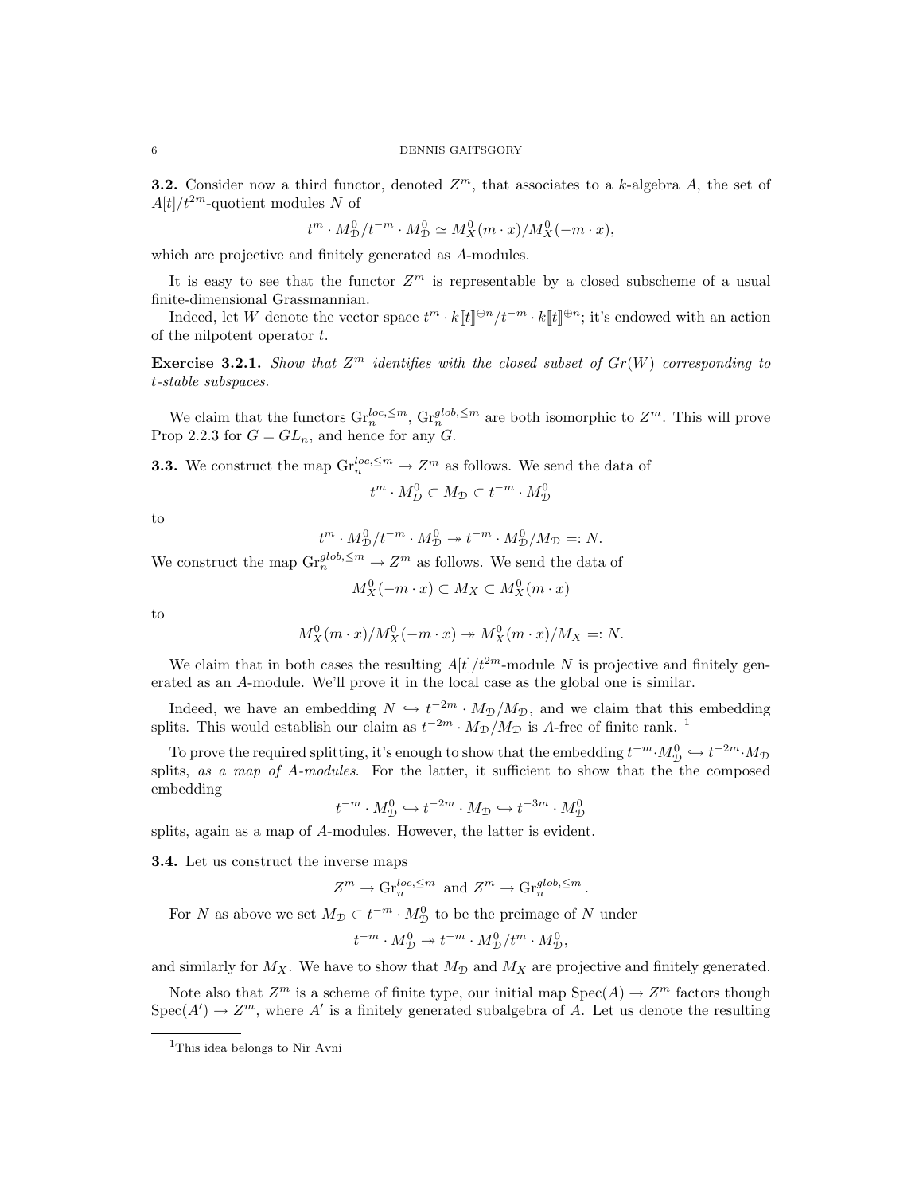**3.2.** Consider now a third functor, denoted $Z^m$, that associates to a $k$-algebra $A$, the set of $A[t]/t^{2m}$-quotient modules $N$ of

$$t^m \cdot M^0_{\mathcal{D}}/t^{-m} \cdot M^0_{\mathcal{D}} \simeq M^0_X(m \cdot x)/M^0_X(-m \cdot x),$$

which are projective and finitely generated as $A$-modules.

It is easy to see that the functor $Z^m$ is representable by a closed subscheme of a usual finite-dimensional Grassmannian.

Indeed, let $W$ denote the vector space $t^m \cdot k[\![t]\!]^{\oplus n}/t^{-m} \cdot k[\![t]\!]^{\oplus n}$; it's endowed with an action of the nilpotent operator $t$.

**Exercise 3.2.1.** *Show that $Z^m$ identifies with the closed subset of $Gr(W)$ corresponding to $t$-stable subspaces.*

We claim that the functors $\mathrm{Gr}^{loc,\leq m}_n$, $\mathrm{Gr}^{glob,\leq m}_n$ are both isomorphic to $Z^m$. This will prove Prop 2.2.3 for $G = GL_n$, and hence for any $G$.

**3.3.** We construct the map $\mathrm{Gr}^{loc,\leq m}_n \to Z^m$ as follows. We send the data of

$$t^m \cdot M^0_D \subset M_{\mathcal{D}} \subset t^{-m} \cdot M^0_{\mathcal{D}}$$

to

$$t^m \cdot M^0_{\mathcal{D}}/t^{-m} \cdot M^0_{\mathcal{D}} \twoheadrightarrow t^{-m} \cdot M^0_{\mathcal{D}}/M_{\mathcal{D}} =: N.$$

We construct the map $\mathrm{Gr}^{glob,\leq m}_n \to Z^m$ as follows. We send the data of

$$M^0_X(-m \cdot x) \subset M_X \subset M^0_X(m \cdot x)$$

to

$$M^0_X(m \cdot x)/M^0_X(-m \cdot x) \twoheadrightarrow M^0_X(m \cdot x)/M_X =: N.$$

We claim that in both cases the resulting $A[t]/t^{2m}$-module $N$ is projective and finitely generated as an $A$-module. We'll prove it in the local case as the global one is similar.

Indeed, we have an embedding $N \hookrightarrow t^{-2m} \cdot M_{\mathcal{D}}/M_{\mathcal{D}}$, and we claim that this embedding splits. This would establish our claim as $t^{-2m} \cdot M_{\mathcal{D}}/M_{\mathcal{D}}$ is $A$-free of finite rank. [1]

To prove the required splitting, it's enough to show that the embedding $t^{-m} \cdot M^0_{\mathcal{D}} \hookrightarrow t^{-2m} \cdot M_{\mathcal{D}}$ splits, *as a map of $A$-modules*. For the latter, it sufficient to show that the the composed embedding

$$t^{-m} \cdot M^0_{\mathcal{D}} \hookrightarrow t^{-2m} \cdot M_{\mathcal{D}} \hookrightarrow t^{-3m} \cdot M^0_{\mathcal{D}}$$

splits, again as a map of $A$-modules. However, the latter is evident.

**3.4.** Let us construct the inverse maps

$$Z^m \to \mathrm{Gr}^{loc,\leq m}_n \text{ and } Z^m \to \mathrm{Gr}^{glob,\leq m}_n.$$

For $N$ as above we set $M_{\mathcal{D}} \subset t^{-m} \cdot M^0_{\mathcal{D}}$ to be the preimage of $N$ under

$$t^{-m} \cdot M^0_{\mathcal{D}} \twoheadrightarrow t^{-m} \cdot M^0_{\mathcal{D}}/t^m \cdot M^0_{\mathcal{D}},$$

and similarly for $M_X$. We have to show that $M_{\mathcal{D}}$ and $M_X$ are projective and finitely generated.

Note also that $Z^m$ is a scheme of finite type, our initial map $\mathrm{Spec}(A) \to Z^m$ factors though $\mathrm{Spec}(A') \to Z^m$, where $A'$ is a finitely generated subalgebra of $A$. Let us denote the resulting

---

[1] This idea belongs to Nir Avni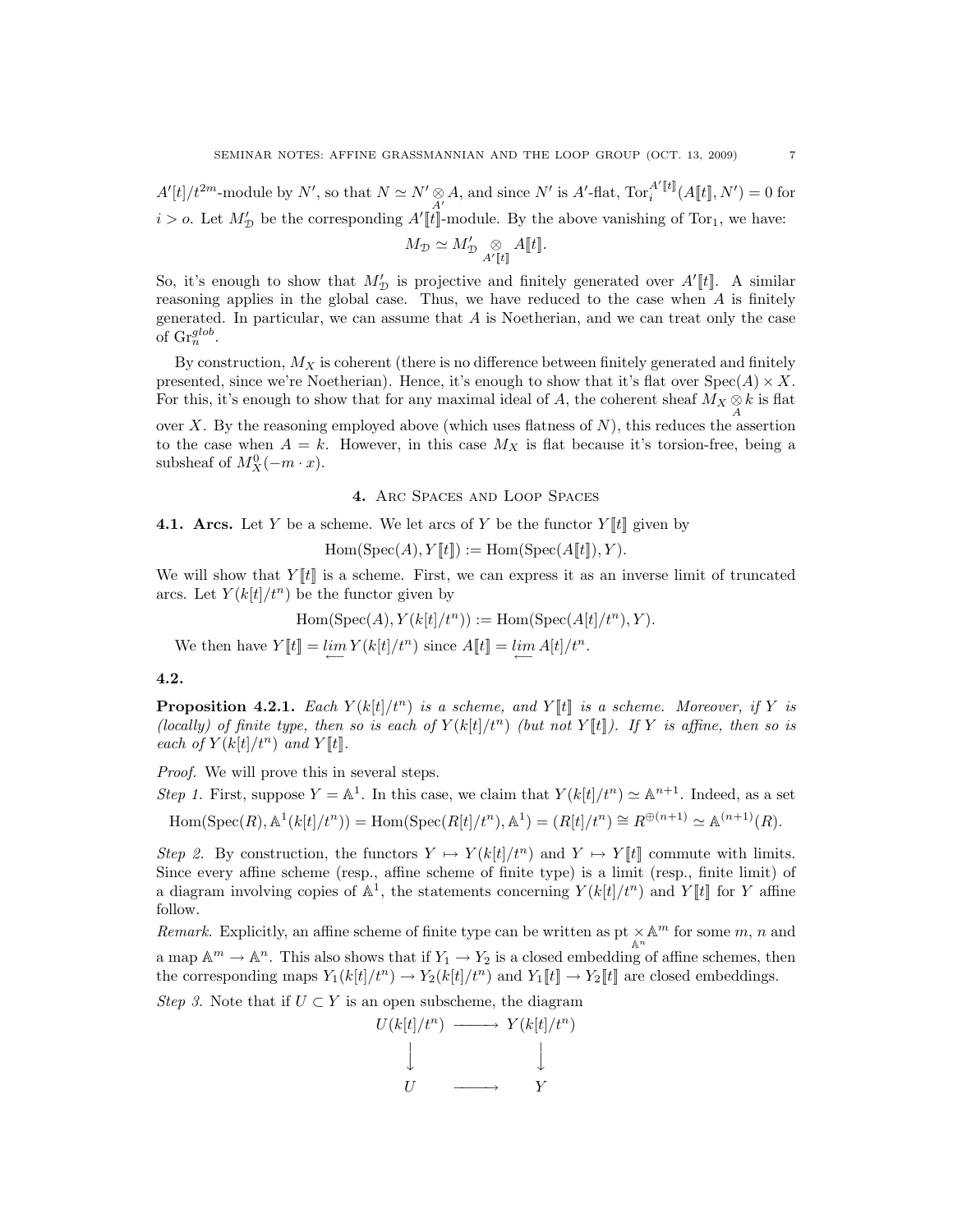$A'[t]/t^{2m}$-module by $N'$, so that $N \simeq N' \underset{A'}{\otimes} A$, and since $N'$ is $A'$-flat, $\mathrm{Tor}_i^{A'[\![t]\!]}(A[\![t]\!], N') = 0$ for $i > o$. Let $M'_{\mathfrak{D}}$ be the corresponding $A'[\![t]\!]$-module. By the above vanishing of $\mathrm{Tor}_1$, we have:

$$M_{\mathfrak{D}} \simeq M'_{\mathfrak{D}} \underset{A'[\![t]\!]}{\otimes} A[\![t]\!].$$

So, it's enough to show that $M'_{\mathfrak{D}}$ is projective and finitely generated over $A'[\![t]\!]$. A similar reasoning applies in the global case. Thus, we have reduced to the case when $A$ is finitely generated. In particular, we can assume that $A$ is Noetherian, and we can treat only the case of $\mathrm{Gr}_n^{glob}$.

By construction, $M_X$ is coherent (there is no difference between finitely generated and finitely presented, since we're Noetherian). Hence, it's enough to show that it's flat over $\mathrm{Spec}(A) \times X$. For this, it's enough to show that for any maximal ideal of $A$, the coherent sheaf $M_X \underset{A}{\otimes} k$ is flat over $X$. By the reasoning employed above (which uses flatness of $N$), this reduces the assertion to the case when $A = k$. However, in this case $M_X$ is flat because it's torsion-free, being a subsheaf of $M_X^0(-m \cdot x)$.

## 4. Arc Spaces and Loop Spaces

**4.1. Arcs.** Let $Y$ be a scheme. We let arcs of $Y$ be the functor $Y[\![t]\!]$ given by

$$\mathrm{Hom}(\mathrm{Spec}(A), Y[\![t]\!]) := \mathrm{Hom}(\mathrm{Spec}(A[\![t]\!]), Y).$$

We will show that $Y[\![t]\!]$ is a scheme. First, we can express it as an inverse limit of truncated arcs. Let $Y(k[t]/t^n)$ be the functor given by

$$\mathrm{Hom}(\mathrm{Spec}(A), Y(k[t]/t^n)) := \mathrm{Hom}(\mathrm{Spec}(A[t]/t^n), Y).$$

We then have $Y[\![t]\!] = \varprojlim Y(k[t]/t^n)$ since $A[\![t]\!] = \varprojlim A[t]/t^n$.

**4.2.**

**Proposition 4.2.1.** *Each $Y(k[t]/t^n)$ is a scheme, and $Y[\![t]\!]$ is a scheme. Moreover, if $Y$ is (locally) of finite type, then so is each of $Y(k[t]/t^n)$ (but not $Y[\![t]\!]$). If $Y$ is affine, then so is each of $Y(k[t]/t^n)$ and $Y[\![t]\!]$.*

*Proof.* We will prove this in several steps.

*Step 1.* First, suppose $Y = \mathbb{A}^1$. In this case, we claim that $Y(k[t]/t^n) \simeq \mathbb{A}^{n+1}$. Indeed, as a set

$$\mathrm{Hom}(\mathrm{Spec}(R), \mathbb{A}^1(k[t]/t^n)) = \mathrm{Hom}(\mathrm{Spec}(R[t]/t^n), \mathbb{A}^1) = (R[t]/t^n) \cong R^{\oplus(n+1)} \simeq \mathbb{A}^{(n+1)}(R).$$

*Step 2.* By construction, the functors $Y \mapsto Y(k[t]/t^n)$ and $Y \mapsto Y[\![t]\!]$ commute with limits. Since every affine scheme (resp., affine scheme of finite type) is a limit (resp., finite limit) of a diagram involving copies of $\mathbb{A}^1$, the statements concerning $Y(k[t]/t^n)$ and $Y[\![t]\!]$ for $Y$ affine follow.

*Remark.* Explicitly, an affine scheme of finite type can be written as $\mathrm{pt} \underset{\mathbb{A}^n}{\times} \mathbb{A}^m$ for some $m$, $n$ and a map $\mathbb{A}^m \to \mathbb{A}^n$. This also shows that if $Y_1 \to Y_2$ is a closed embedding of affine schemes, then the corresponding maps $Y_1(k[t]/t^n) \to Y_2(k[t]/t^n)$ and $Y_1[\![t]\!] \to Y_2[\![t]\!]$ are closed embeddings.

*Step 3.* Note that if $U \subset Y$ is an open subscheme, the diagram

$$\begin{array}{ccc} U(k[t]/t^n) & \longrightarrow & Y(k[t]/t^n) \\ \downarrow & & \downarrow \\ U & \longrightarrow & Y \end{array}$$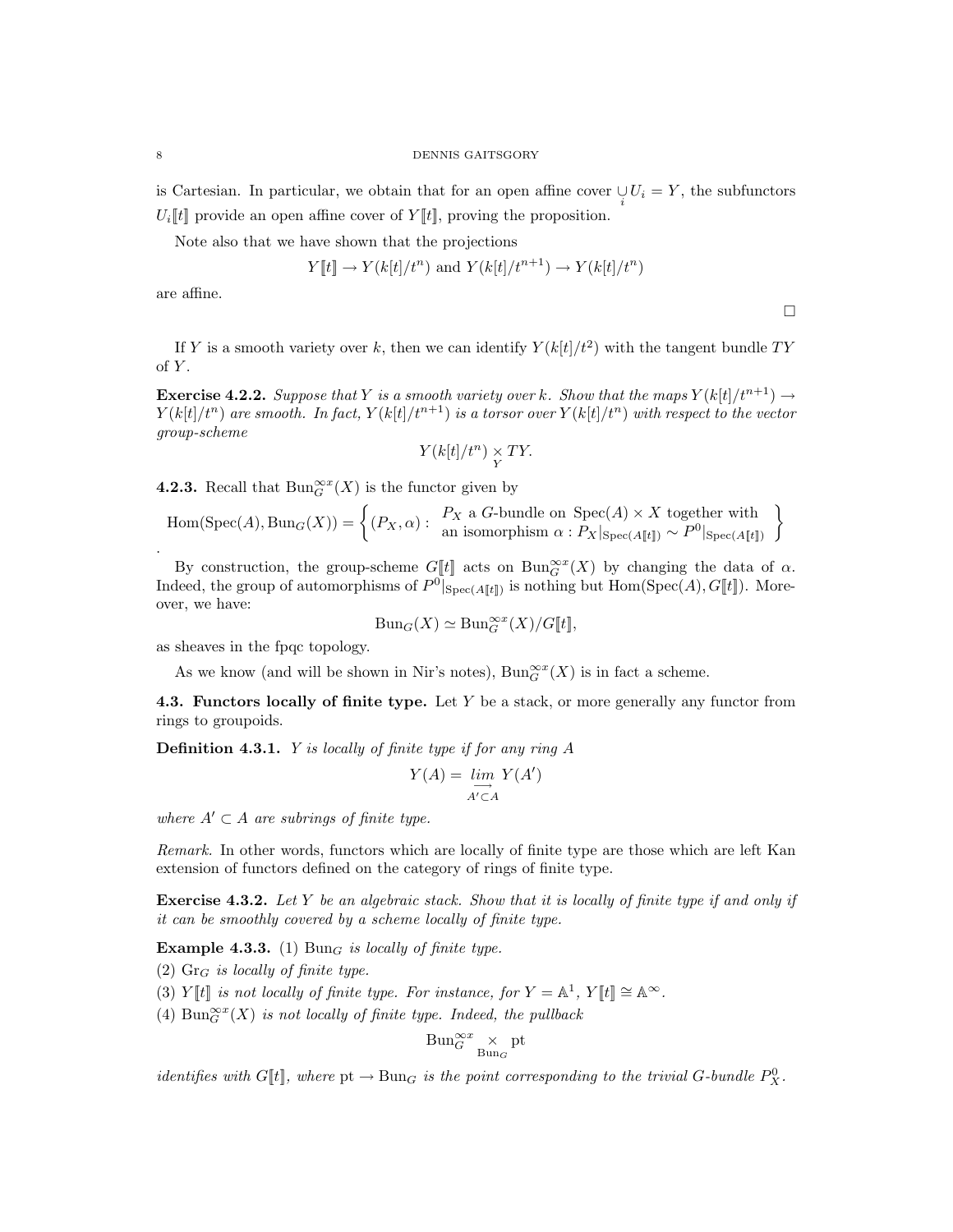is Cartesian. In particular, we obtain that for an open affine cover $\underset{i}{\cup} U_i = Y$, the subfunctors $U_i[\![t]\!]$ provide an open affine cover of $Y[\![t]\!]$, proving the proposition.

Note also that we have shown that the projections

$$Y[\![t]\!] \to Y(k[t]/t^n) \text{ and } Y(k[t]/t^{n+1}) \to Y(k[t]/t^n)$$

are affine.

□

If $Y$ is a smooth variety over $k$, then we can identify $Y(k[t]/t^2)$ with the tangent bundle $TY$ of $Y$.

**Exercise 4.2.2.** *Suppose that $Y$ is a smooth variety over $k$. Show that the maps $Y(k[t]/t^{n+1}) \to Y(k[t]/t^n)$ are smooth. In fact, $Y(k[t]/t^{n+1})$ is a torsor over $Y(k[t]/t^n)$ with respect to the vector group-scheme*

$$Y(k[t]/t^n) \underset{Y}{\times} TY.$$

**4.2.3.** Recall that $\mathrm{Bun}_G^{\infty x}(X)$ is the functor given by

$$\mathrm{Hom}(\mathrm{Spec}(A), \mathrm{Bun}_G(X)) = \left\{ (P_X, \alpha) : \begin{array}{l} P_X \text{ a } G\text{-bundle on } \mathrm{Spec}(A) \times X \text{ together with} \\ \text{an isomorphism } \alpha : P_X|_{\mathrm{Spec}(A[\![t]\!])} \sim P^0|_{\mathrm{Spec}(A[\![t]\!])} \end{array} \right\}$$

.

By construction, the group-scheme $G[\![t]\!]$ acts on $\mathrm{Bun}_G^{\infty x}(X)$ by changing the data of $\alpha$. Indeed, the group of automorphisms of $P^0|_{\mathrm{Spec}(A[\![t]\!])}$ is nothing but $\mathrm{Hom}(\mathrm{Spec}(A), G[\![t]\!])$. Moreover, we have:

$$\mathrm{Bun}_G(X) \simeq \mathrm{Bun}_G^{\infty x}(X)/G[\![t]\!],$$

as sheaves in the fpqc topology.

As we know (and will be shown in Nir's notes), $\mathrm{Bun}_G^{\infty x}(X)$ is in fact a scheme.

**4.3. Functors locally of finite type.** Let $Y$ be a stack, or more generally any functor from rings to groupoids.

**Definition 4.3.1.** *$Y$ is locally of finite type if for any ring $A$*

$$Y(A) = \underset{A' \subset A}{\varinjlim} Y(A')$$

*where $A' \subset A$ are subrings of finite type.*

*Remark.* In other words, functors which are locally of finite type are those which are left Kan extension of functors defined on the category of rings of finite type.

**Exercise 4.3.2.** *Let $Y$ be an algebraic stack. Show that it is locally of finite type if and only if it can be smoothly covered by a scheme locally of finite type.*

**Example 4.3.3.** (1) *$\mathrm{Bun}_G$ is locally of finite type.*

(2) *$\mathrm{Gr}_G$ is locally of finite type.*

(3) *$Y[\![t]\!]$ is not locally of finite type. For instance, for $Y = \mathbb{A}^1$, $Y[\![t]\!] \cong \mathbb{A}^\infty$.*

(4) *$\mathrm{Bun}_G^{\infty x}(X)$ is not locally of finite type. Indeed, the pullback*

$$\mathrm{Bun}_G^{\infty x} \underset{\mathrm{Bun}_G}{\times} \mathrm{pt}$$

*identifies with $G[\![t]\!]$, where $\mathrm{pt} \to \mathrm{Bun}_G$ is the point corresponding to the trivial $G$-bundle $P_X^0$.*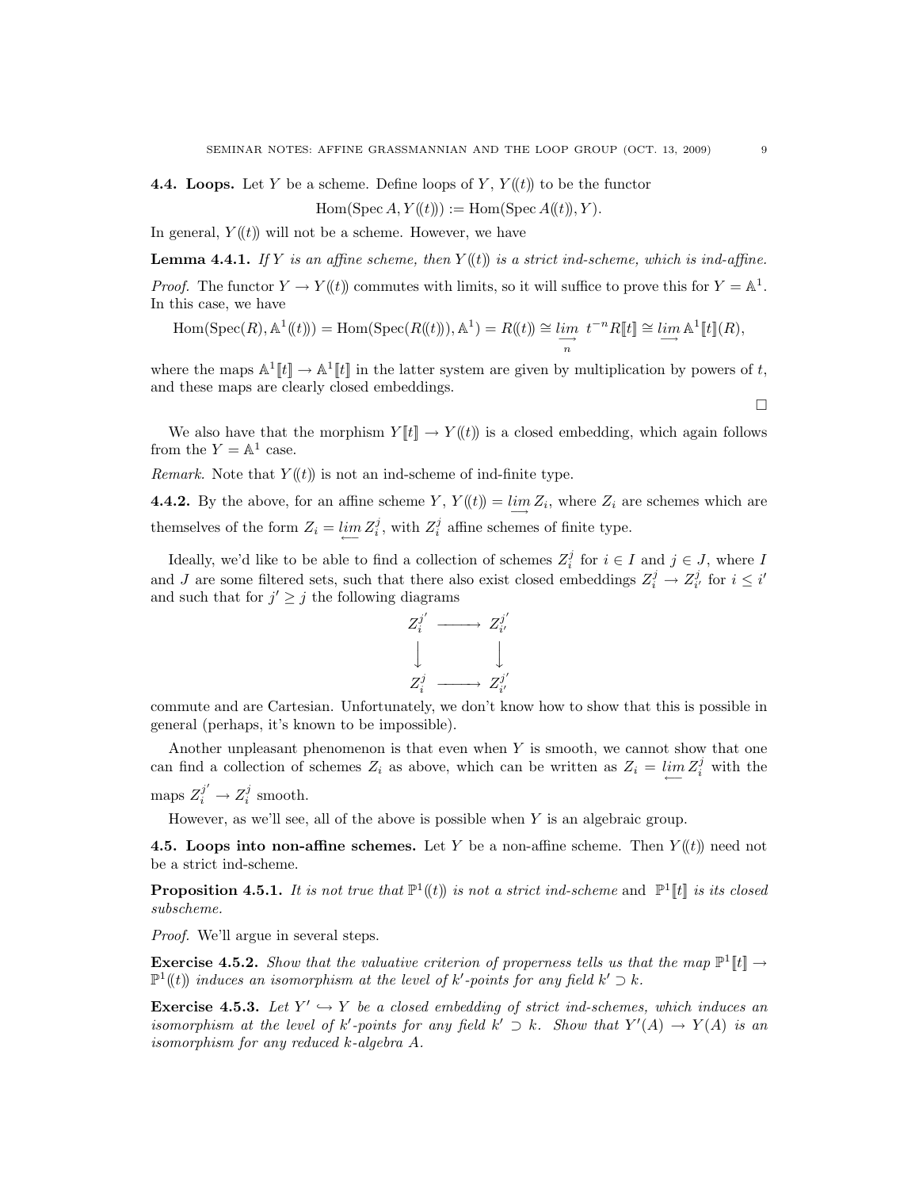**4.4. Loops.** Let $Y$ be a scheme. Define loops of $Y$, $Y((t))$ to be the functor

$$\mathrm{Hom}(\mathrm{Spec}\, A, Y((t))) := \mathrm{Hom}(\mathrm{Spec}\, A((t)), Y).$$

In general, $Y((t))$ will not be a scheme. However, we have

**Lemma 4.4.1.** *If $Y$ is an affine scheme, then $Y((t))$ is a strict ind-scheme, which is ind-affine.*

*Proof.* The functor $Y \to Y((t))$ commutes with limits, so it will suffice to prove this for $Y = \mathbb{A}^1$. In this case, we have

$$\mathrm{Hom}(\mathrm{Spec}(R), \mathbb{A}^1((t))) = \mathrm{Hom}(\mathrm{Spec}(R((t))), \mathbb{A}^1) = R((t)) \cong \varinjlim_n\ t^{-n}R[[t]] \cong \varinjlim \mathbb{A}^1[[t]](R),$$

where the maps $\mathbb{A}^1[[t]] \to \mathbb{A}^1[[t]]$ in the latter system are given by multiplication by powers of $t$, and these maps are clearly closed embeddings.

□

We also have that the morphism $Y[[t]] \to Y((t))$ is a closed embedding, which again follows from the $Y = \mathbb{A}^1$ case.

*Remark.* Note that $Y((t))$ is not an ind-scheme of ind-finite type.

**4.4.2.** By the above, for an affine scheme $Y$, $Y((t)) = \varinjlim Z_i$, where $Z_i$ are schemes which are themselves of the form $Z_i = \varprojlim Z_i^j$, with $Z_i^j$ affine schemes of finite type.

Ideally, we'd like to be able to find a collection of schemes $Z_i^j$ for $i \in I$ and $j \in J$, where $I$ and $J$ are some filtered sets, such that there also exist closed embeddings $Z_i^j \to Z_{i'}^j$ for $i \leq i'$ and such that for $j' \geq j$ the following diagrams

$$\begin{array}{ccc} Z_i^{j'} & \longrightarrow & Z_{i'}^{j'} \\ \big\downarrow & & \big\downarrow \\ Z_i^j & \longrightarrow & Z_{i'}^{j'} \end{array}$$

commute and are Cartesian. Unfortunately, we don't know how to show that this is possible in general (perhaps, it's known to be impossible).

Another unpleasant phenomenon is that even when $Y$ is smooth, we cannot show that one can find a collection of schemes $Z_i$ as above, which can be written as $Z_i = \varprojlim Z_i^j$ with the maps $Z_i^{j'} \to Z_i^j$ smooth.

However, as we'll see, all of the above is possible when $Y$ is an algebraic group.

**4.5. Loops into non-affine schemes.** Let $Y$ be a non-affine scheme. Then $Y((t))$ need not be a strict ind-scheme.

**Proposition 4.5.1.** *It is not true that $\mathbb{P}^1((t))$ is not a strict ind-scheme* and *$\mathbb{P}^1[[t]]$ is its closed subscheme.*

*Proof.* We'll argue in several steps.

**Exercise 4.5.2.** *Show that the valuative criterion of properness tells us that the map $\mathbb{P}^1[[t]] \to \mathbb{P}^1((t))$ induces an isomorphism at the level of $k'$-points for any field $k' \supset k$.*

**Exercise 4.5.3.** *Let $Y' \hookrightarrow Y$ be a closed embedding of strict ind-schemes, which induces an isomorphism at the level of $k'$-points for any field $k' \supset k$. Show that $Y'(A) \to Y(A)$ is an isomorphism for any reduced $k$-algebra $A$.*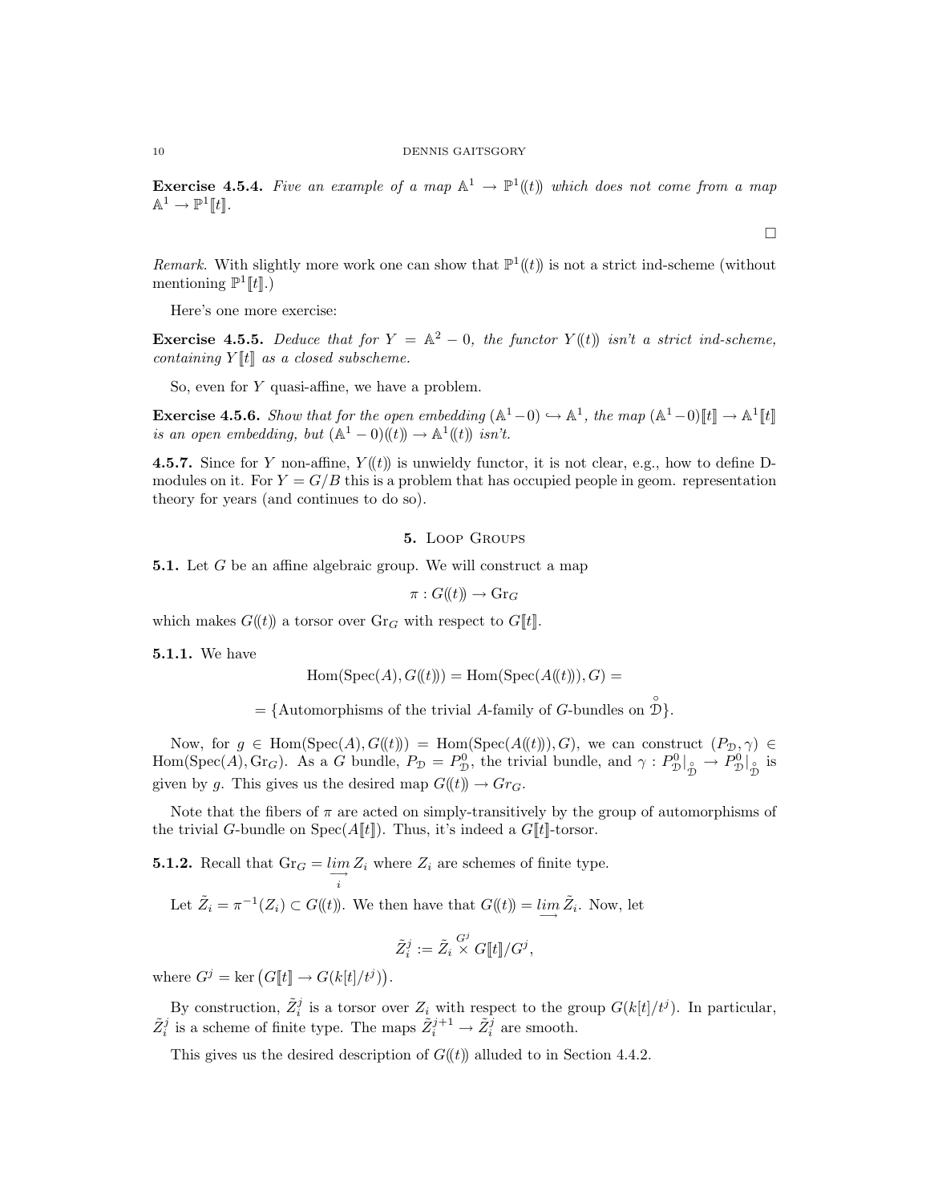**Exercise 4.5.4.** *Five an example of a map $\mathbb{A}^1 \to \mathbb{P}^1(\!(t)\!)$ which does not come from a map $\mathbb{A}^1 \to \mathbb{P}^1[\![t]\!]$.*

$\square$

*Remark.* With slightly more work one can show that $\mathbb{P}^1(\!(t)\!)$ is not a strict ind-scheme (without mentioning $\mathbb{P}^1[\![t]\!]$.)

Here's one more exercise:

**Exercise 4.5.5.** *Deduce that for $Y = \mathbb{A}^2 - 0$, the functor $Y(\!(t)\!)$ isn't a strict ind-scheme, containing $Y[\![t]\!]$ as a closed subscheme.*

So, even for $Y$ quasi-affine, we have a problem.

**Exercise 4.5.6.** *Show that for the open embedding $(\mathbb{A}^1 - 0) \hookrightarrow \mathbb{A}^1$, the map $(\mathbb{A}^1 - 0)[\![t]\!] \to \mathbb{A}^1[\![t]\!]$ is an open embedding, but $(\mathbb{A}^1 - 0)(\!(t)\!) \to \mathbb{A}^1(\!(t)\!)$ isn't.*

**4.5.7.** Since for $Y$ non-affine, $Y(\!(t)\!)$ is unwieldy functor, it is not clear, e.g., how to define D-modules on it. For $Y = G/B$ this is a problem that has occupied people in geom. representation theory for years (and continues to do so).

## 5. Loop Groups

**5.1.** Let $G$ be an affine algebraic group. We will construct a map

$$\pi : G(\!(t)\!) \to \mathrm{Gr}_G$$

which makes $G(\!(t)\!)$ a torsor over $\mathrm{Gr}_G$ with respect to $G[\![t]\!]$.

**5.1.1.** We have

$$\mathrm{Hom}(\mathrm{Spec}(A), G(\!(t)\!)) = \mathrm{Hom}(\mathrm{Spec}(A(\!(t)\!)), G) =$$

$$= \{\text{Automorphisms of the trivial } A\text{-family of } G\text{-bundles on } \overset{\circ}{\mathcal{D}}\}.$$

Now, for $g \in \mathrm{Hom}(\mathrm{Spec}(A), G(\!(t)\!)) = \mathrm{Hom}(\mathrm{Spec}(A(\!(t)\!)), G)$, we can construct $(P_{\mathcal{D}}, \gamma) \in \mathrm{Hom}(\mathrm{Spec}(A), \mathrm{Gr}_G)$. As a $G$ bundle, $P_{\mathcal{D}} = P^0_{\mathcal{D}}$, the trivial bundle, and $\gamma : P^0_{\mathcal{D}}|_{\overset{\circ}{\mathcal{D}}} \to P^0_{\mathcal{D}}|_{\overset{\circ}{\mathcal{D}}}$ is given by $g$. This gives us the desired map $G(\!(t)\!) \to Gr_G$.

Note that the fibers of $\pi$ are acted on simply-transitively by the group of automorphisms of the trivial $G$-bundle on $\mathrm{Spec}(A[\![t]\!])$. Thus, it's indeed a $G[\![t]\!]$-torsor.

**5.1.2.** Recall that $\mathrm{Gr}_G = \underset{\longrightarrow}{\lim}_i\, Z_i$ where $Z_i$ are schemes of finite type.

Let $\tilde{Z}_i = \pi^{-1}(Z_i) \subset G(\!(t)\!)$. We then have that $G(\!(t)\!) = \underset{\longrightarrow}{\lim}\, \tilde{Z}_i$. Now, let

$$\tilde{Z}_i^j := \tilde{Z}_i \overset{G^j}{\times} G[\![t]\!]/G^j,$$

where $G^j = \ker\left(G[\![t]\!] \to G(k[t]/t^j)\right)$.

By construction, $\tilde{Z}_i^j$ is a torsor over $Z_i$ with respect to the group $G(k[t]/t^j)$. In particular, $\tilde{Z}_i^j$ is a scheme of finite type. The maps $\tilde{Z}_i^{j+1} \to \tilde{Z}_i^j$ are smooth.

This gives us the desired description of $G(\!(t)\!)$ alluded to in Section 4.4.2.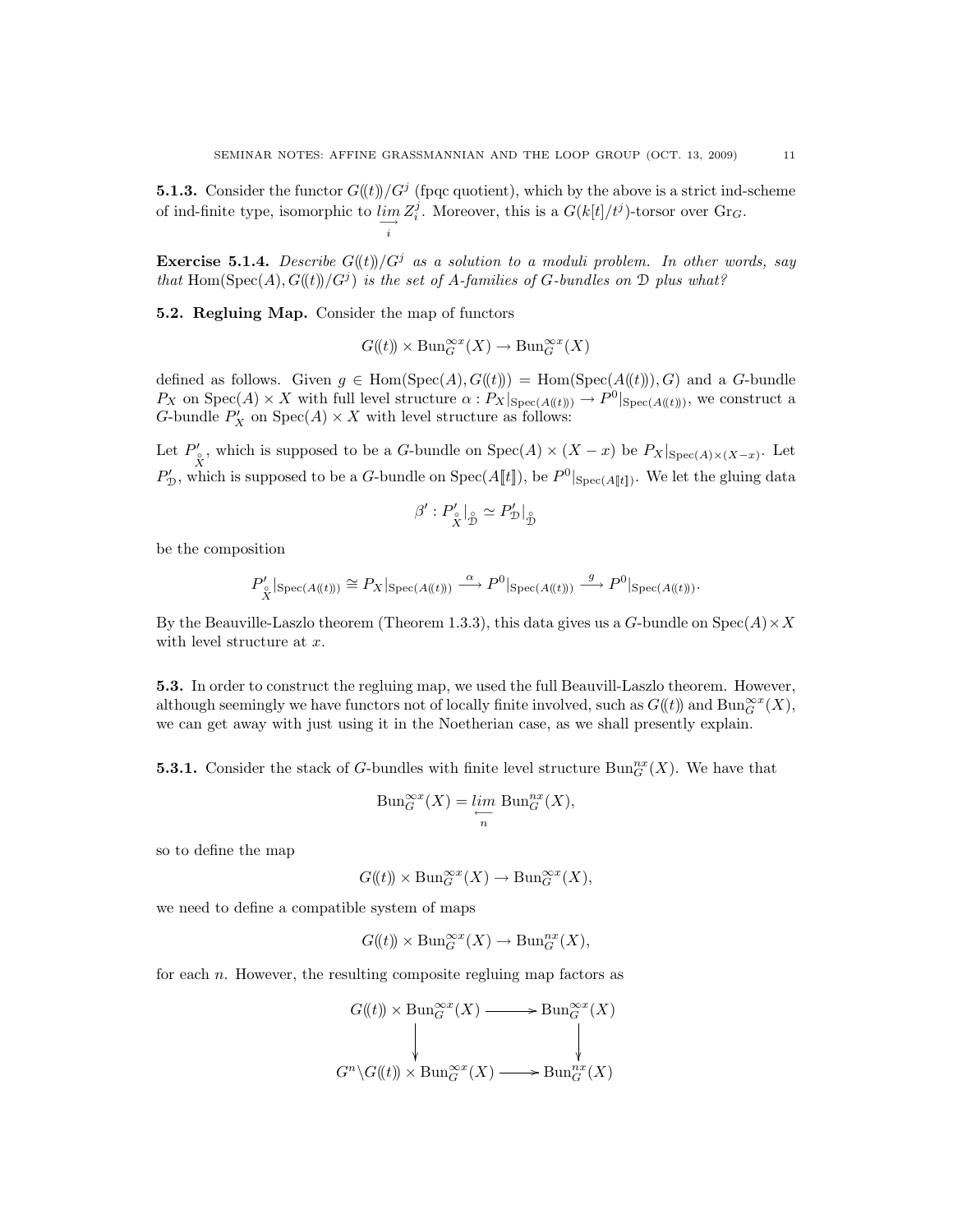**5.1.3.** Consider the functor $G(\!(t)\!)/G^j$ (fpqc quotient), which by the above is a strict ind-scheme of ind-finite type, isomorphic to $\varinjlim_i Z_i^j$. Moreover, this is a $G(k[t]/t^j)$-torsor over $\mathrm{Gr}_G$.

**Exercise 5.1.4.** *Describe $G(\!(t)\!)/G^j$ as a solution to a moduli problem. In other words, say that $\mathrm{Hom}(\mathrm{Spec}(A), G(\!(t)\!)/G^j)$ is the set of $A$-families of $G$-bundles on $\mathcal{D}$ plus what?*

**5.2. Regluing Map.** Consider the map of functors

$$G(\!(t)\!) \times \mathrm{Bun}_G^{\infty x}(X) \to \mathrm{Bun}_G^{\infty x}(X)$$

defined as follows. Given $g \in \mathrm{Hom}(\mathrm{Spec}(A), G(\!(t)\!)) = \mathrm{Hom}(\mathrm{Spec}(A(\!(t)\!)), G)$ and a $G$-bundle $P_X$ on $\mathrm{Spec}(A) \times X$ with full level structure $\alpha : P_X|_{\mathrm{Spec}(A(\!(t)\!))} \to P^0|_{\mathrm{Spec}(A(\!(t)\!))}$, we construct a $G$-bundle $P'_X$ on $\mathrm{Spec}(A) \times X$ with level structure as follows:

Let $P'_{\overset{\circ}{X}}$, which is supposed to be a $G$-bundle on $\mathrm{Spec}(A) \times (X - x)$ be $P_X|_{\mathrm{Spec}(A)\times(X-x)}$. Let $P'_{\mathcal{D}}$, which is supposed to be a $G$-bundle on $\mathrm{Spec}(A[\![t]\!])$, be $P^0|_{\mathrm{Spec}(A[\![t]\!])}$. We let the gluing data

$$\beta' : P'_{\overset{\circ}{X}}|_{\overset{\circ}{\mathcal{D}}} \simeq P'_{\mathcal{D}}|_{\overset{\circ}{\mathcal{D}}}$$

be the composition

$$P'_{\overset{\circ}{X}}|_{\mathrm{Spec}(A(\!(t)\!))} \cong P_X|_{\mathrm{Spec}(A(\!(t)\!))} \xrightarrow{\alpha} P^0|_{\mathrm{Spec}(A(\!(t)\!))} \xrightarrow{g} P^0|_{\mathrm{Spec}(A(\!(t)\!))}.$$

By the Beauville-Laszlo theorem (Theorem 1.3.3), this data gives us a $G$-bundle on $\mathrm{Spec}(A) \times X$ with level structure at $x$.

**5.3.** In order to construct the regluing map, we used the full Beauvill-Laszlo theorem. However, although seemingly we have functors not of locally finite involved, such as $G(\!(t)\!)$ and $\mathrm{Bun}_G^{\infty x}(X)$, we can get away with just using it in the Noetherian case, as we shall presently explain.

**5.3.1.** Consider the stack of $G$-bundles with finite level structure $\mathrm{Bun}_G^{nx}(X)$. We have that

$$\mathrm{Bun}_G^{\infty x}(X) = \varprojlim_n \mathrm{Bun}_G^{nx}(X),$$

so to define the map

$$G(\!(t)\!) \times \mathrm{Bun}_G^{\infty x}(X) \to \mathrm{Bun}_G^{\infty x}(X),$$

we need to define a compatible system of maps

$$G(\!(t)\!) \times \mathrm{Bun}_G^{\infty x}(X) \to \mathrm{Bun}_G^{nx}(X),$$

for each $n$. However, the resulting composite regluing map factors as

$$\begin{array}{ccc} G(\!(t)\!) \times \mathrm{Bun}_G^{\infty x}(X) & \longrightarrow & \mathrm{Bun}_G^{\infty x}(X) \\ \downarrow & & \downarrow \\ G^n\backslash G(\!(t)\!) \times \mathrm{Bun}_G^{\infty x}(X) & \longrightarrow & \mathrm{Bun}_G^{nx}(X) \end{array}$$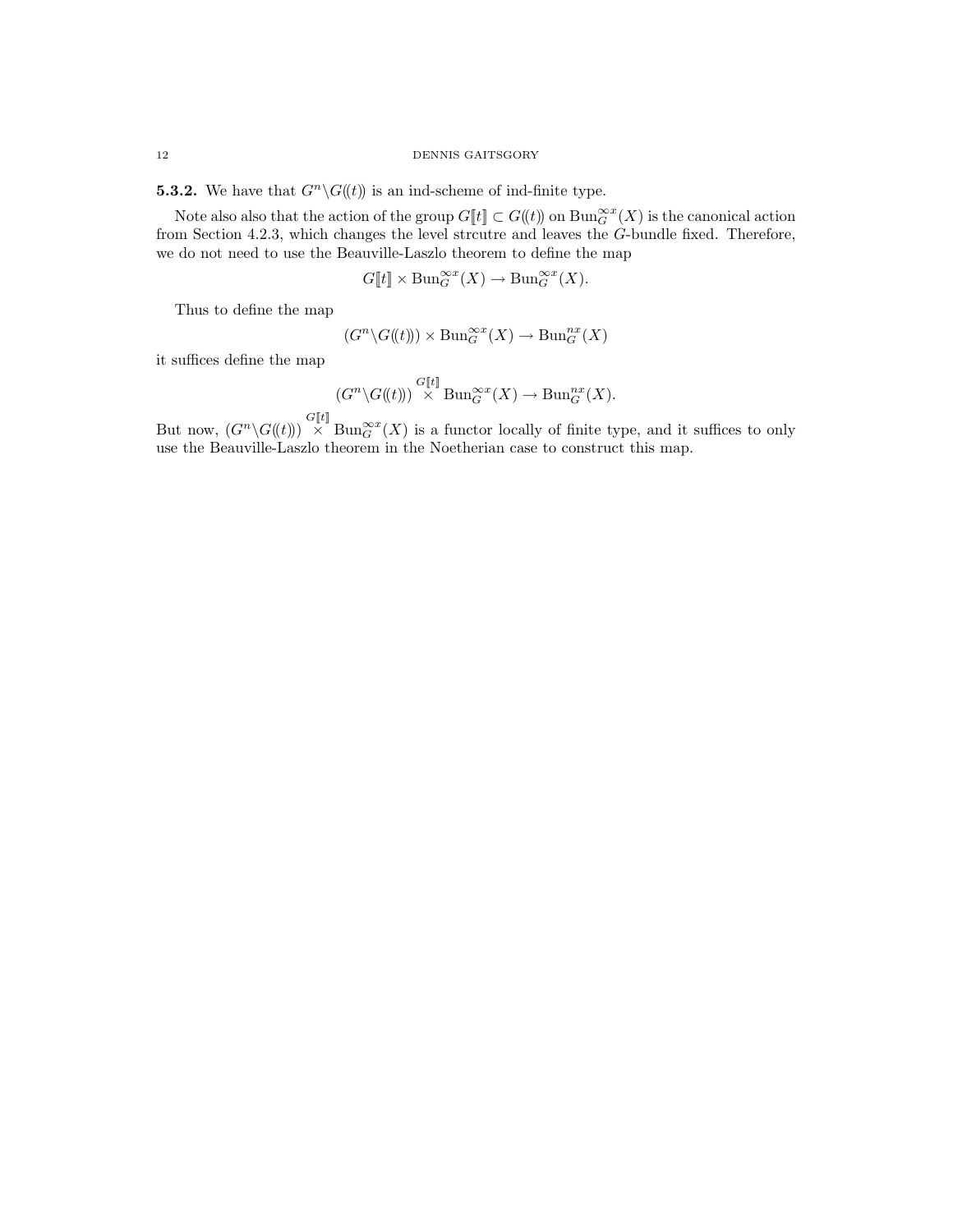**5.3.2.** We have that $G^n\backslash G(\!(t)\!)$ is an ind-scheme of ind-finite type.

Note also also that the action of the group $G[\![t]\!] \subset G(\!(t)\!)$ on $\mathrm{Bun}_G^{\infty x}(X)$ is the canonical action from Section 4.2.3, which changes the level strcutre and leaves the $G$-bundle fixed. Therefore, we do not need to use the Beauville-Laszlo theorem to define the map

$$G[\![t]\!] \times \mathrm{Bun}_G^{\infty x}(X) \to \mathrm{Bun}_G^{\infty x}(X).$$

Thus to define the map

$$(G^n\backslash G(\!(t)\!)) \times \mathrm{Bun}_G^{\infty x}(X) \to \mathrm{Bun}_G^{nx}(X)$$

it suffices define the map

$$(G^n\backslash G(\!(t)\!)) \overset{G[\![t]\!]}{\times} \mathrm{Bun}_G^{\infty x}(X) \to \mathrm{Bun}_G^{nx}(X).$$

But now, $(G^n\backslash G(\!(t)\!)) \overset{G[\![t]\!]}{\times} \mathrm{Bun}_G^{\infty x}(X)$ is a functor locally of finite type, and it suffices to only use the Beauville-Laszlo theorem in the Noetherian case to construct this map.